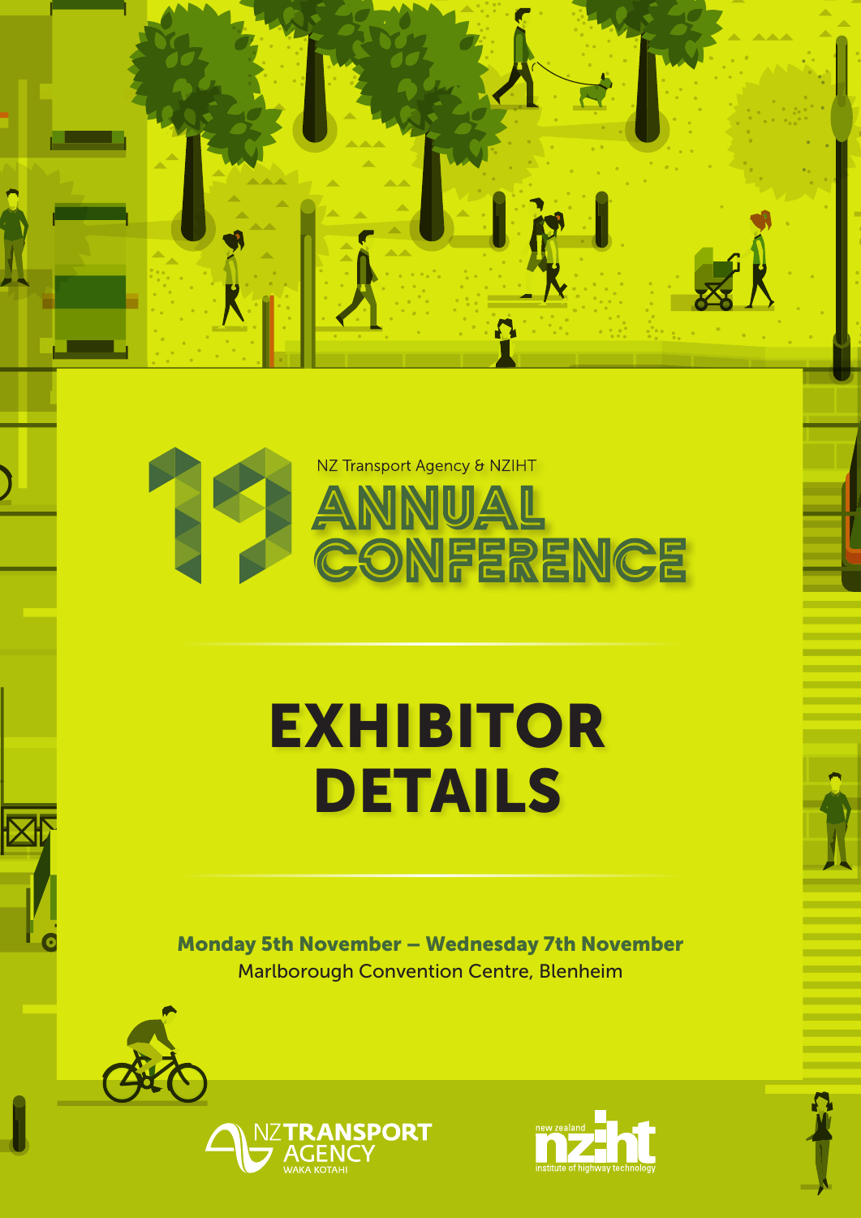NZ Transport Agency & NZIHT

# 19 ANNUAL CONFERENCE

# EXHIBITOR DETAILS

**Monday 5th November – Wednesday 7th November**

Marlborough Convention Centre, Blenheim

NZ TRANSPORT AGENCY WAKA KOTAHI

new zealand institute of highway technology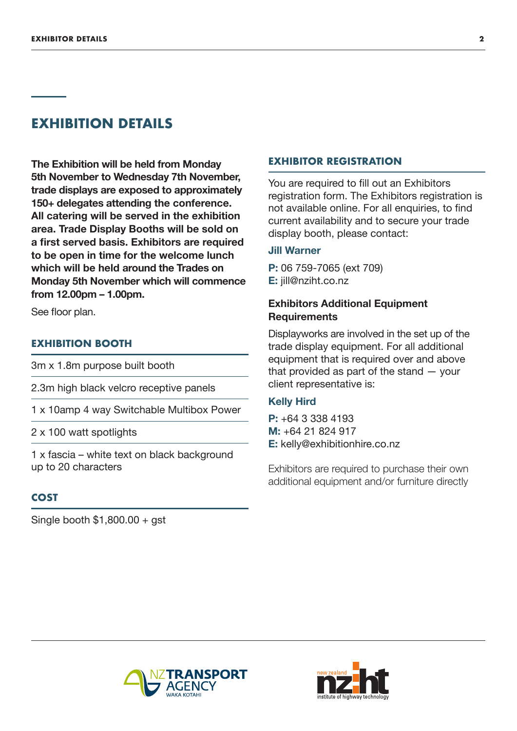# EXHIBITION DETAILS

**The Exhibition will be held from Monday 5th November to Wednesday 7th November, trade displays are exposed to approximately 150+ delegates attending the conference. All catering will be served in the exhibition area. Trade Display Booths will be sold on a first served basis. Exhibitors are required to be open in time for the welcome lunch which will be held around the Trades on Monday 5th November which will commence from 12.00pm – 1.00pm.**

See floor plan.

## EXHIBITION BOOTH

- 3m x 1.8m purpose built booth
- 2.3m high black velcro receptive panels
- 1 x 10amp 4 way Switchable Multibox Power
- 2 x 100 watt spotlights
- 1 x fascia – white text on black background up to 20 characters

## COST

Single booth $1,800.00 + gst

## EXHIBITOR REGISTRATION

You are required to fill out an Exhibitors registration form. The Exhibitors registration is not available online. For all enquiries, to find current availability and to secure your trade display booth, please contact:

**Jill Warner**

**P:** 06 759-7065 (ext 709)
**E:** jill@nziht.co.nz

### Exhibitors Additional Equipment Requirements

Displayworks are involved in the set up of the trade display equipment. For all additional equipment that is required over and above that provided as part of the stand — your client representative is:

**Kelly Hird**

**P:** +64 3 338 4193
**M:** +64 21 824 917
**E:** kelly@exhibitionhire.co.nz

Exhibitors are required to purchase their own additional equipment and/or furniture directly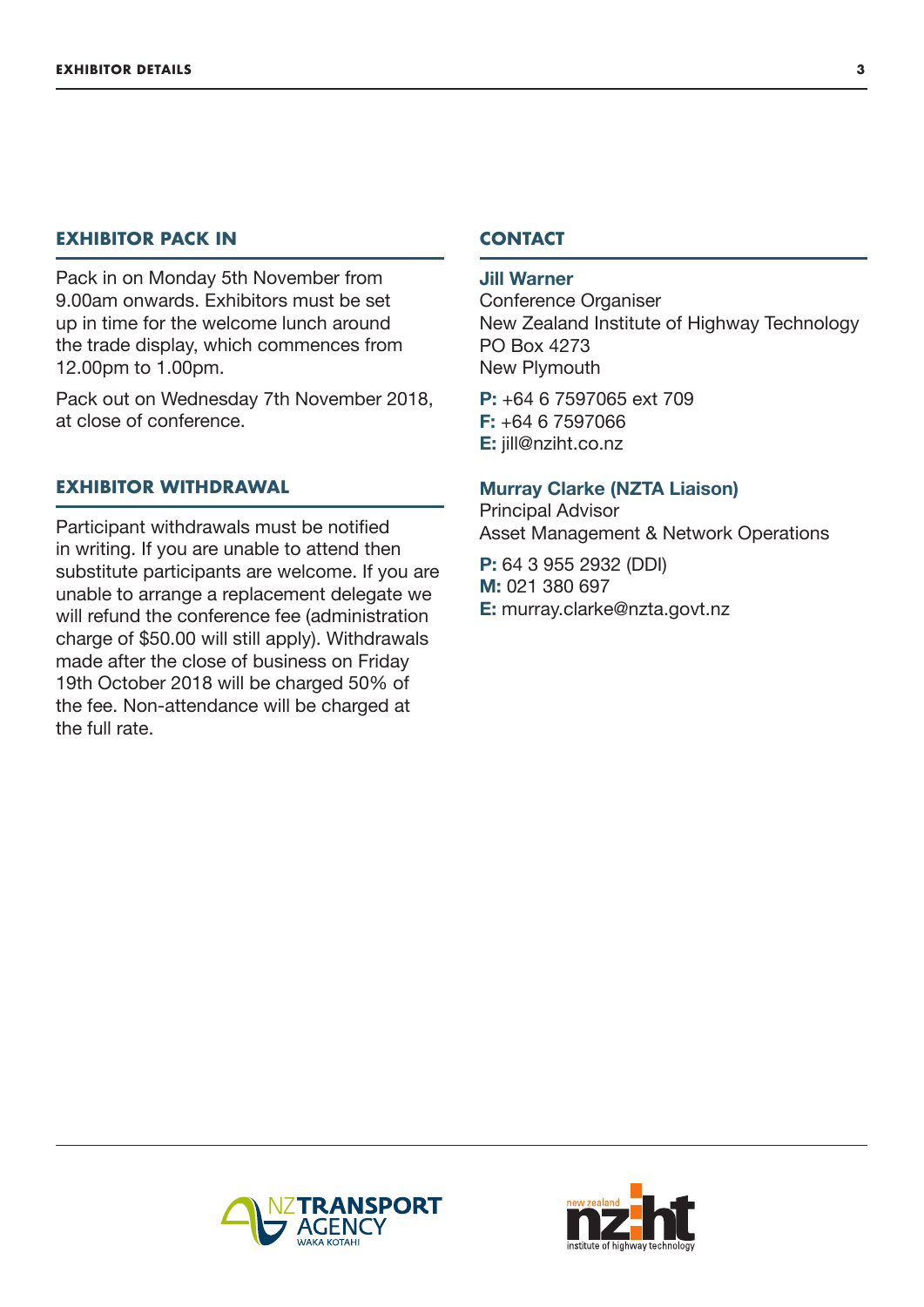## EXHIBITOR PACK IN

Pack in on Monday 5th November from 9.00am onwards. Exhibitors must be set up in time for the welcome lunch around the trade display, which commences from 12.00pm to 1.00pm.

Pack out on Wednesday 7th November 2018, at close of conference.

## EXHIBITOR WITHDRAWAL

Participant withdrawals must be notified in writing. If you are unable to attend then substitute participants are welcome. If you are unable to arrange a replacement delegate we will refund the conference fee (administration charge of $50.00 will still apply). Withdrawals made after the close of business on Friday 19th October 2018 will be charged 50% of the fee. Non-attendance will be charged at the full rate.

## CONTACT

**Jill Warner**
Conference Organiser
New Zealand Institute of Highway Technology
PO Box 4273
New Plymouth

**P:** +64 6 7597065 ext 709
**F:** +64 6 7597066
**E:** jill@nziht.co.nz

**Murray Clarke (NZTA Liaison)**
Principal Advisor
Asset Management & Network Operations

**P:** 64 3 955 2932 (DDI)
**M:** 021 380 697
**E:** murray.clarke@nzta.govt.nz

NZ TRANSPORT AGENCY
WAKA KOTAHI

new zealand
nziht
institute of highway technology